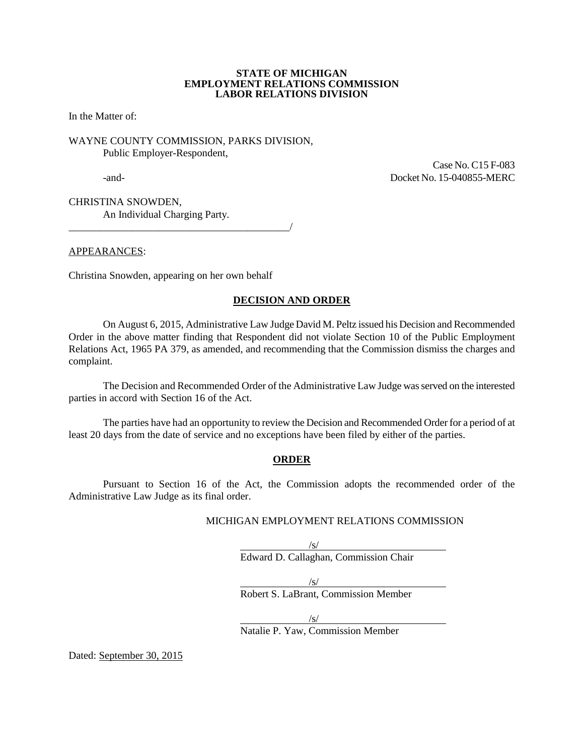**STATE OF MICHIGAN**
**EMPLOYMENT RELATIONS COMMISSION**
**LABOR RELATIONS DIVISION**

In the Matter of:

WAYNE COUNTY COMMISSION, PARKS DIVISION,
Public Employer-Respondent,

Case No. C15 F-083
Docket No. 15-040855-MERC

-and-

CHRISTINA SNOWDEN,
An Individual Charging Party.
_____________________________________________/

APPEARANCES:

Christina Snowden, appearing on her own behalf

## DECISION AND ORDER

On August 6, 2015, Administrative Law Judge David M. Peltz issued his Decision and Recommended Order in the above matter finding that Respondent did not violate Section 10 of the Public Employment Relations Act, 1965 PA 379, as amended, and recommending that the Commission dismiss the charges and complaint.

The Decision and Recommended Order of the Administrative Law Judge was served on the interested parties in accord with Section 16 of the Act.

The parties have had an opportunity to review the Decision and Recommended Order for a period of at least 20 days from the date of service and no exceptions have been filed by either of the parties.

## ORDER

Pursuant to Section 16 of the Act, the Commission adopts the recommended order of the Administrative Law Judge as its final order.

MICHIGAN EMPLOYMENT RELATIONS COMMISSION

/s/
Edward D. Callaghan, Commission Chair

/s/
Robert S. LaBrant, Commission Member

/s/
Natalie P. Yaw, Commission Member

Dated: September 30, 2015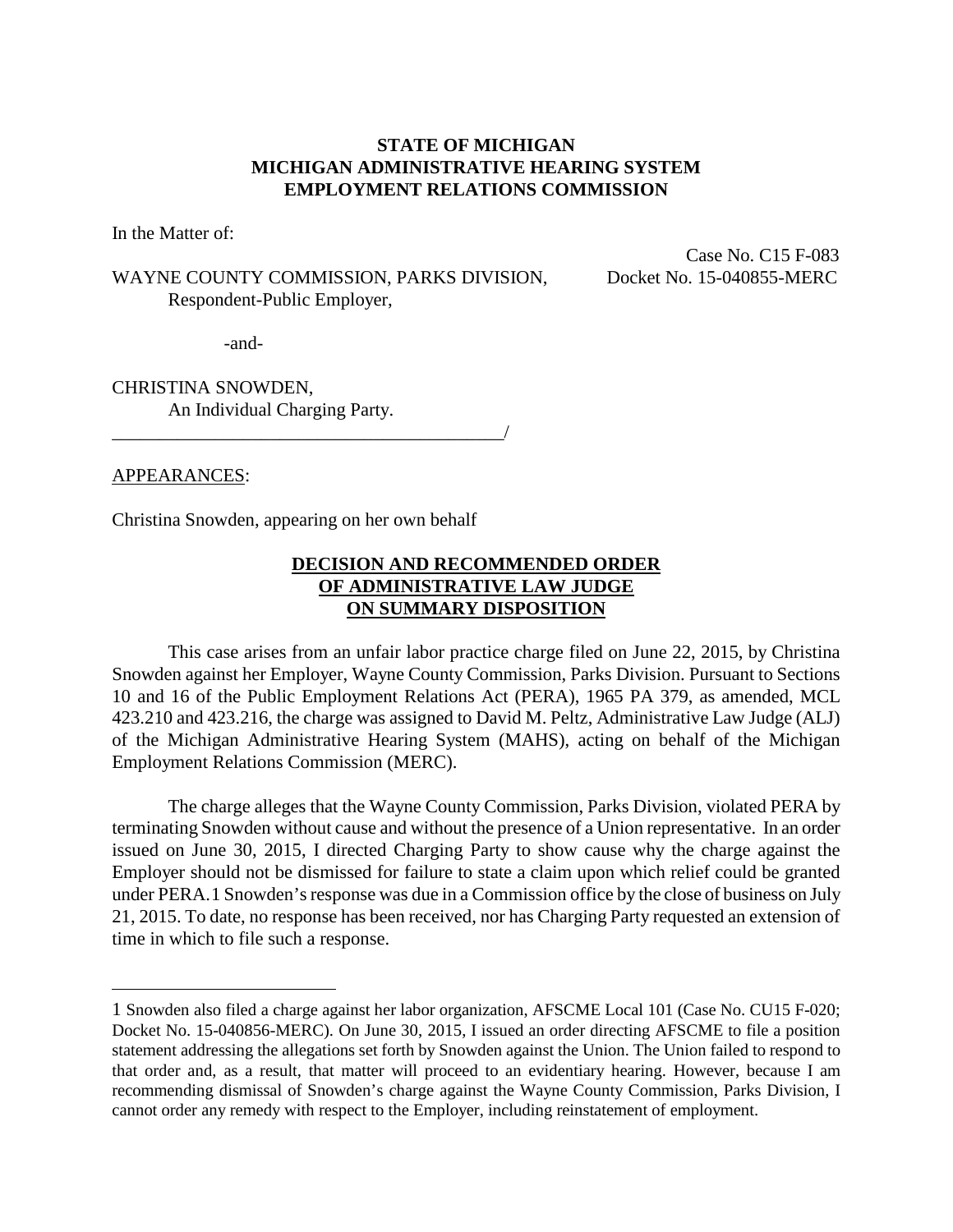**STATE OF MICHIGAN**
**MICHIGAN ADMINISTRATIVE HEARING SYSTEM**
**EMPLOYMENT RELATIONS COMMISSION**

In the Matter of:

WAYNE COUNTY COMMISSION, PARKS DIVISION,
Respondent-Public Employer,

Case No. C15 F-083
Docket No. 15-040855-MERC

-and-

CHRISTINA SNOWDEN,
An Individual Charging Party.
\_\_\_\_\_\_\_\_\_\_\_\_\_\_\_\_\_\_\_\_\_\_\_\_\_\_\_\_\_\_\_\_\_\_\_\_\_\_\_\_\_\_\_\_/

APPEARANCES:

Christina Snowden, appearing on her own behalf

**DECISION AND RECOMMENDED ORDER**
**OF ADMINISTRATIVE LAW JUDGE**
**ON SUMMARY DISPOSITION**

This case arises from an unfair labor practice charge filed on June 22, 2015, by Christina Snowden against her Employer, Wayne County Commission, Parks Division. Pursuant to Sections 10 and 16 of the Public Employment Relations Act (PERA), 1965 PA 379, as amended, MCL 423.210 and 423.216, the charge was assigned to David M. Peltz, Administrative Law Judge (ALJ) of the Michigan Administrative Hearing System (MAHS), acting on behalf of the Michigan Employment Relations Commission (MERC).

The charge alleges that the Wayne County Commission, Parks Division, violated PERA by terminating Snowden without cause and without the presence of a Union representative. In an order issued on June 30, 2015, I directed Charging Party to show cause why the charge against the Employer should not be dismissed for failure to state a claim upon which relief could be granted under PERA.[1] Snowden's response was due in a Commission office by the close of business on July 21, 2015. To date, no response has been received, nor has Charging Party requested an extension of time in which to file such a response.

---

[1] Snowden also filed a charge against her labor organization, AFSCME Local 101 (Case No. CU15 F-020; Docket No. 15-040856-MERC). On June 30, 2015, I issued an order directing AFSCME to file a position statement addressing the allegations set forth by Snowden against the Union. The Union failed to respond to that order and, as a result, that matter will proceed to an evidentiary hearing. However, because I am recommending dismissal of Snowden's charge against the Wayne County Commission, Parks Division, I cannot order any remedy with respect to the Employer, including reinstatement of employment.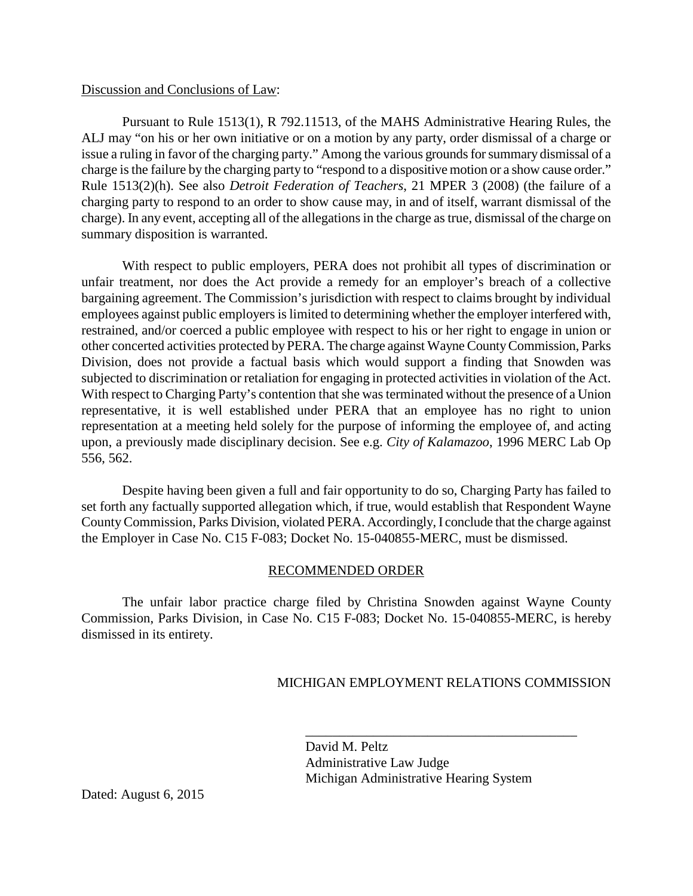Discussion and Conclusions of Law:

Pursuant to Rule 1513(1), R 792.11513, of the MAHS Administrative Hearing Rules, the ALJ may "on his or her own initiative or on a motion by any party, order dismissal of a charge or issue a ruling in favor of the charging party." Among the various grounds for summary dismissal of a charge is the failure by the charging party to "respond to a dispositive motion or a show cause order." Rule 1513(2)(h). See also *Detroit Federation of Teachers*, 21 MPER 3 (2008) (the failure of a charging party to respond to an order to show cause may, in and of itself, warrant dismissal of the charge). In any event, accepting all of the allegations in the charge as true, dismissal of the charge on summary disposition is warranted.

With respect to public employers, PERA does not prohibit all types of discrimination or unfair treatment, nor does the Act provide a remedy for an employer's breach of a collective bargaining agreement. The Commission's jurisdiction with respect to claims brought by individual employees against public employers is limited to determining whether the employer interfered with, restrained, and/or coerced a public employee with respect to his or her right to engage in union or other concerted activities protected by PERA. The charge against Wayne County Commission, Parks Division, does not provide a factual basis which would support a finding that Snowden was subjected to discrimination or retaliation for engaging in protected activities in violation of the Act. With respect to Charging Party's contention that she was terminated without the presence of a Union representative, it is well established under PERA that an employee has no right to union representation at a meeting held solely for the purpose of informing the employee of, and acting upon, a previously made disciplinary decision. See e.g. *City of Kalamazoo*, 1996 MERC Lab Op 556, 562.

Despite having been given a full and fair opportunity to do so, Charging Party has failed to set forth any factually supported allegation which, if true, would establish that Respondent Wayne County Commission, Parks Division, violated PERA. Accordingly, I conclude that the charge against the Employer in Case No. C15 F-083; Docket No. 15-040855-MERC, must be dismissed.

RECOMMENDED ORDER

The unfair labor practice charge filed by Christina Snowden against Wayne County Commission, Parks Division, in Case No. C15 F-083; Docket No. 15-040855-MERC, is hereby dismissed in its entirety.

MICHIGAN EMPLOYMENT RELATIONS COMMISSION

\_\_\_\_\_\_\_\_\_\_\_\_\_\_\_\_\_\_\_\_\_\_\_\_\_\_\_\_\_\_\_\_\_\_\_\_\_\_\_\_\_

David M. Peltz
Administrative Law Judge
Michigan Administrative Hearing System

Dated: August 6, 2015